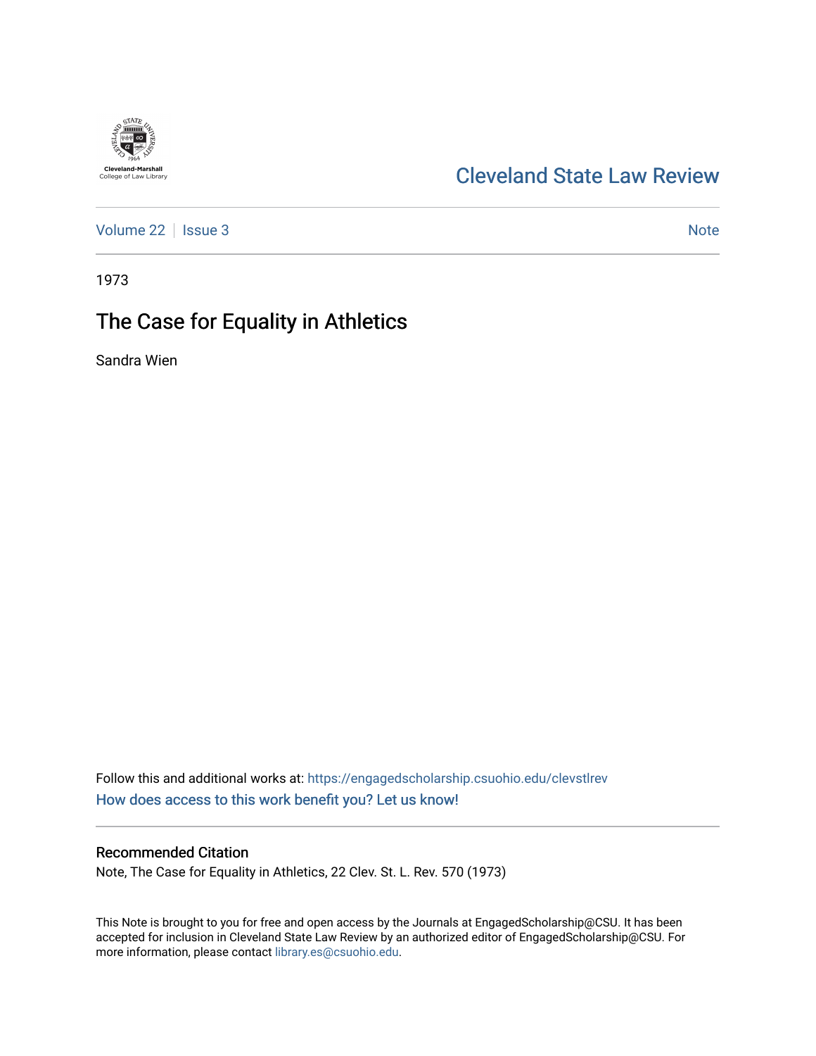Cleveland-Marshall
College of Law Library

# Cleveland State Law Review

Volume 22 | Issue 3 | Note

1973

## The Case for Equality in Athletics

Sandra Wien

Follow this and additional works at: https://engagedscholarship.csuohio.edu/clevstlrev

How does access to this work benefit you? Let us know!

### Recommended Citation

Note, The Case for Equality in Athletics, 22 Clev. St. L. Rev. 570 (1973)

This Note is brought to you for free and open access by the Journals at EngagedScholarship@CSU. It has been accepted for inclusion in Cleveland State Law Review by an authorized editor of EngagedScholarship@CSU. For more information, please contact library.es@csuohio.edu.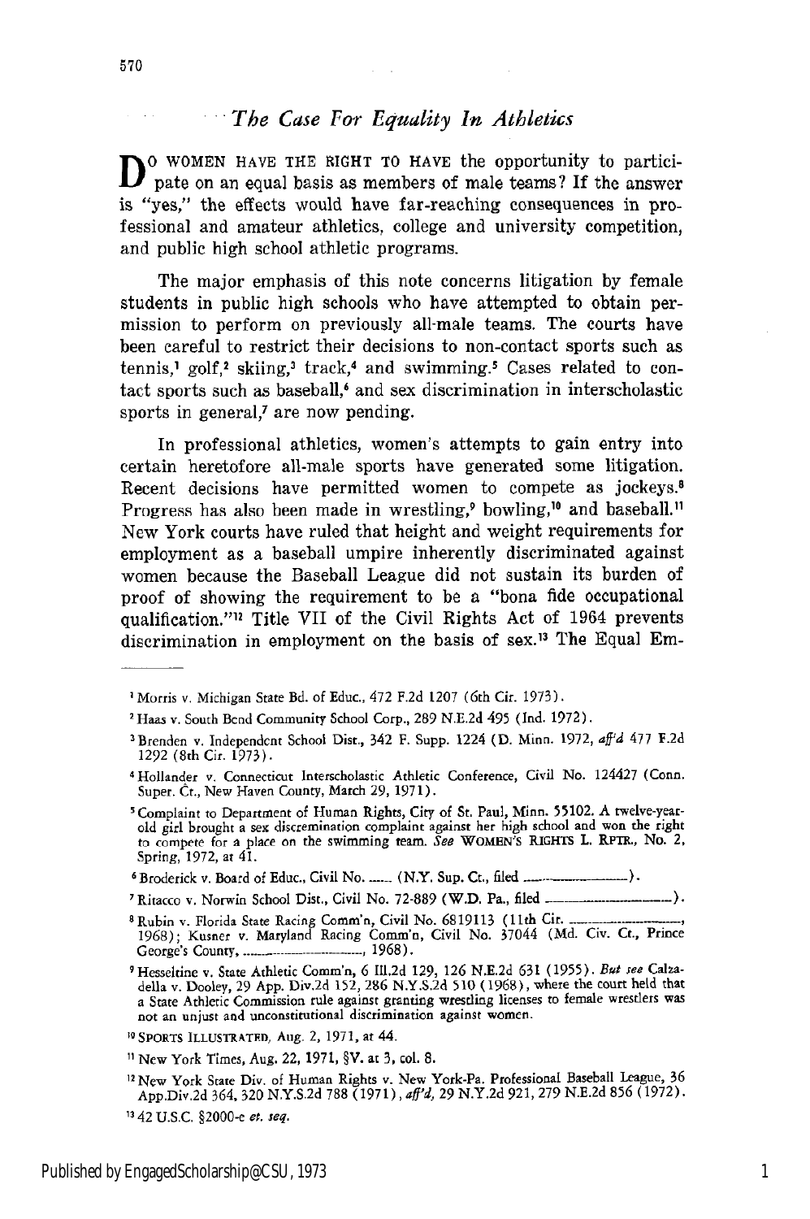# *The Case For Equality In Athletics*

DO WOMEN HAVE THE RIGHT TO HAVE the opportunity to participate on an equal basis as members of male teams? If the answer is "yes," the effects would have far-reaching consequences in professional and amateur athletics, college and university competition, and public high school athletic programs.

The major emphasis of this note concerns litigation by female students in public high schools who have attempted to obtain permission to perform on previously all-male teams. The courts have been careful to restrict their decisions to non-contact sports such as tennis,[1] golf,[2] skiing,[3] track,[4] and swimming.[5] Cases related to contact sports such as baseball,[6] and sex discrimination in interscholastic sports in general,[7] are now pending.

In professional athletics, women's attempts to gain entry into certain heretofore all-male sports have generated some litigation. Recent decisions have permitted women to compete as jockeys.[8] Progress has also been made in wrestling,[9] bowling,[10] and baseball.[11] New York courts have ruled that height and weight requirements for employment as a baseball umpire inherently discriminated against women because the Baseball League did not sustain its burden of proof of showing the requirement to be a "bona fide occupational qualification."[12] Title VII of the Civil Rights Act of 1964 prevents discrimination in employment on the basis of sex.[13] The Equal Em-

---

[1] Morris v. Michigan State Bd. of Educ., 472 F.2d 1207 (6th Cir. 1973).

[2] Haas v. South Bend Community School Corp., 289 N.E.2d 495 (Ind. 1972).

[3] Brenden v. Independent School Dist., 342 F. Supp. 1224 (D. Minn. 1972, *aff'd* 477 F.2d 1292 (8th Cir. 1973).

[4] Hollander v. Connecticut Interscholastic Athletic Conference, Civil No. 124427 (Conn. Super. Ct., New Haven County, March 29, 1971).

[5] Complaint to Department of Human Rights, City of St. Paul, Minn. 55102. A twelve-year-old girl brought a sex discrimination complaint against her high school and won the right to compete for a place on the swimming team. *See* WOMEN'S RIGHTS L. RPTR., No. 2, Spring, 1972, at 41.

[6] Broderick v. Board of Educ., Civil No. \_\_\_\_ (N.Y. Sup. Ct., filed \_\_\_\_\_\_\_\_\_\_).

[7] Ritacco v. Norwin School Dist., Civil No. 72-889 (W.D. Pa., filed \_\_\_\_\_\_\_\_\_\_).

[8] Rubin v. Florida State Racing Comm'n, Civil No. 6819113 (11th Cir. \_\_\_\_\_\_\_\_\_\_, 1968); Kusner v. Maryland Racing Comm'n, Civil No. 37044 (Md. Civ. Ct., Prince George's County, \_\_\_\_\_\_\_\_\_\_, 1968).

[9] Hesseltine v. State Athletic Comm'n, 6 Ill.2d 129, 126 N.E.2d 631 (1955). *But see* Calzadella v. Dooley, 29 App. Div.2d 152, 286 N.Y.S.2d 510 (1968), where the court held that a State Athletic Commission rule against granting wrestling licenses to female wrestlers was not an unjust and unconstitutional discrimination against women.

[10] SPORTS ILLUSTRATED, Aug. 2, 1971, at 44.

[11] New York Times, Aug. 22, 1971, §V. at 3, col. 8.

[12] New York State Div. of Human Rights v. New York-Pa. Professional Baseball League, 36 App.Div.2d 364, 320 N.Y.S.2d 788 (1971), *aff'd*, 29 N.Y.2d 921, 279 N.E.2d 856 (1972).

[13] 42 U.S.C. §2000-e *et. seq.*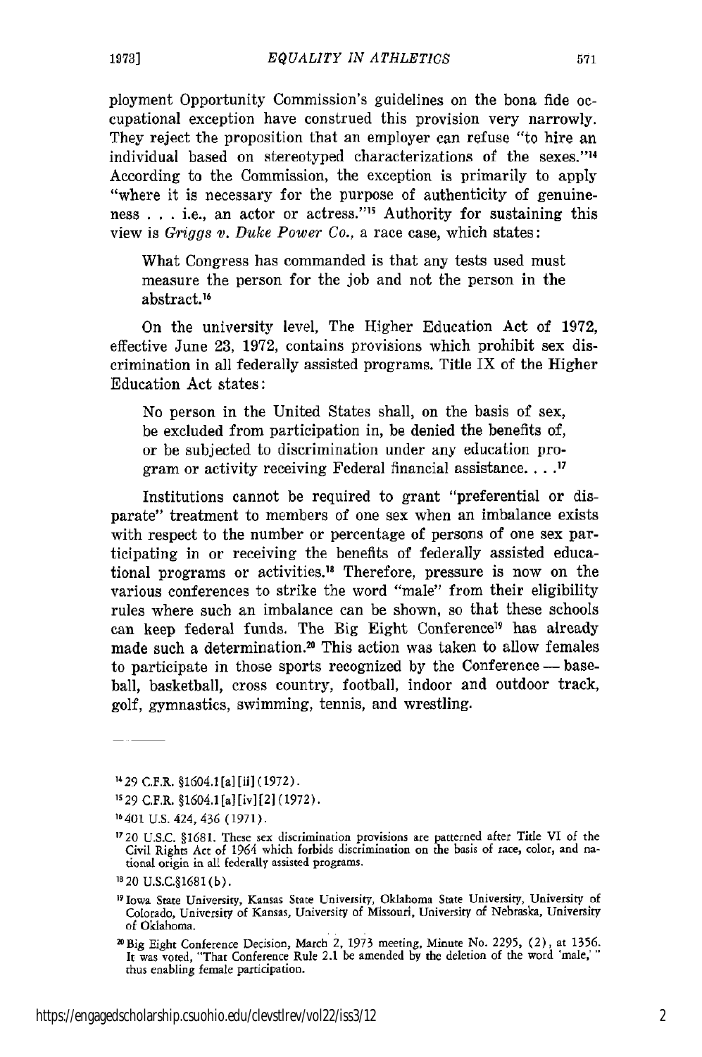ployment Opportunity Commission's guidelines on the bona fide occupational exception have construed this provision very narrowly. They reject the proposition that an employer can refuse "to hire an individual based on stereotyped characterizations of the sexes."[14] According to the Commission, the exception is primarily to apply "where it is necessary for the purpose of authenticity of genuineness . . . i.e., an actor or actress."[15] Authority for sustaining this view is *Griggs v. Duke Power Co.*, a race case, which states:

> What Congress has commanded is that any tests used must measure the person for the job and not the person in the abstract.[16]

On the university level, The Higher Education Act of 1972, effective June 23, 1972, contains provisions which prohibit sex discrimination in all federally assisted programs. Title IX of the Higher Education Act states:

> No person in the United States shall, on the basis of sex, be excluded from participation in, be denied the benefits of, or be subjected to discrimination under any education program or activity receiving Federal financial assistance. . . .[17]

Institutions cannot be required to grant "preferential or disparate" treatment to members of one sex when an imbalance exists with respect to the number or percentage of persons of one sex participating in or receiving the benefits of federally assisted educational programs or activities.[18] Therefore, pressure is now on the various conferences to strike the word "male" from their eligibility rules where such an imbalance can be shown, so that these schools can keep federal funds. The Big Eight Conference[19] has already made such a determination.[20] This action was taken to allow females to participate in those sports recognized by the Conference — baseball, basketball, cross country, football, indoor and outdoor track, golf, gymnastics, swimming, tennis, and wrestling.

---

[14] 29 C.F.R. §1604.1[a][ii](1972).

[15] 29 C.F.R. §1604.1[a][iv][2](1972).

[16] 401 U.S. 424, 436 (1971).

[17] 20 U.S.C. §1681. These sex discrimination provisions are patterned after Title VI of the Civil Rights Act of 1964 which forbids discrimination on the basis of race, color, and national origin in all federally assisted programs.

[18] 20 U.S.C.§1681(b).

[19] Iowa State University, Kansas State University, Oklahoma State University, University of Colorado, University of Kansas, University of Missouri, University of Nebraska, University of Oklahoma.

[20] Big Eight Conference Decision, March 2, 1973 meeting, Minute No. 2295, (2), at 1356. It was voted, "That Conference Rule 2.1 be amended by the deletion of the word 'male,' " thus enabling female participation.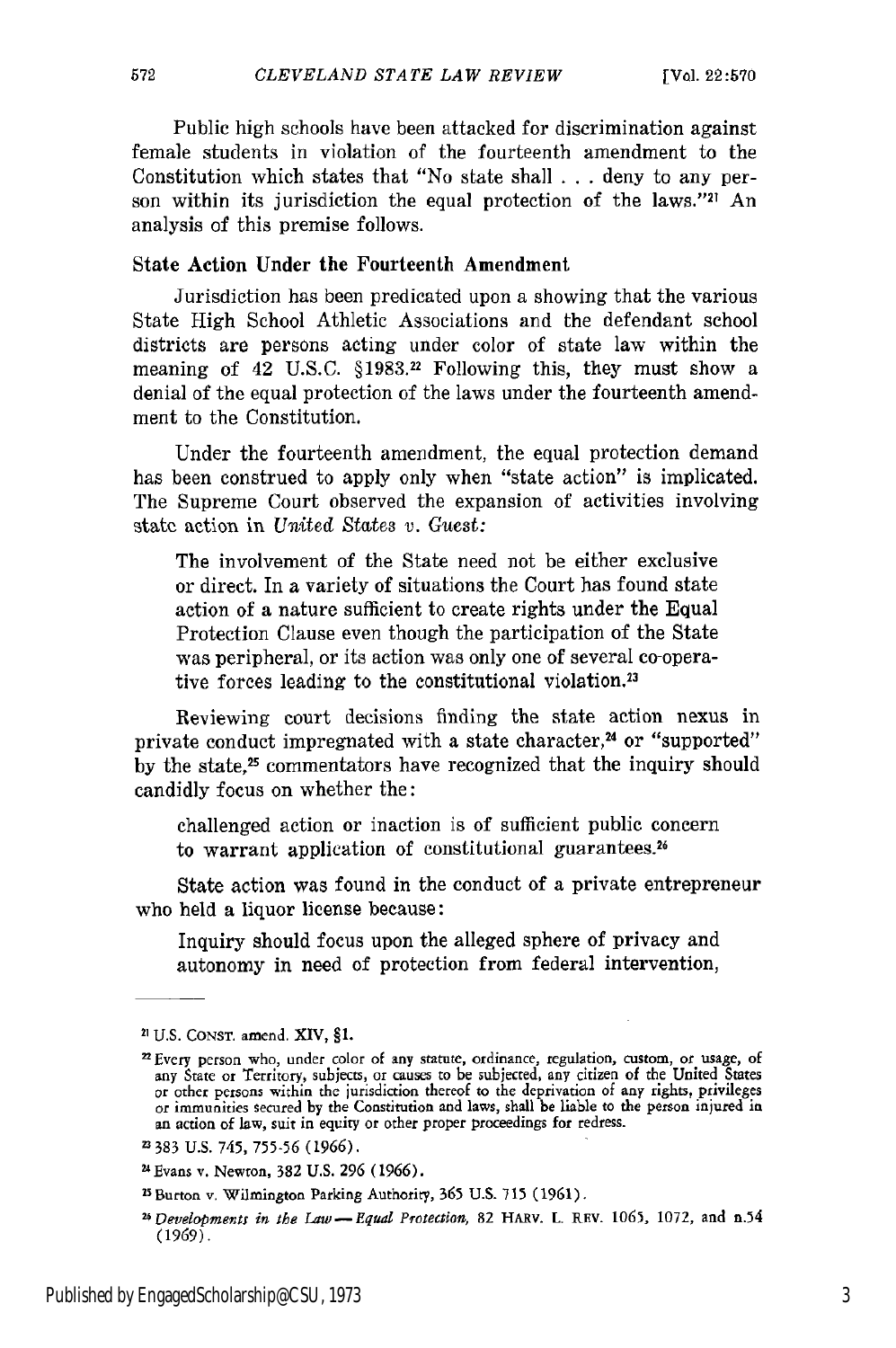Public high schools have been attacked for discrimination against female students in violation of the fourteenth amendment to the Constitution which states that "No state shall . . . deny to any person within its jurisdiction the equal protection of the laws."[21] An analysis of this premise follows.

### State Action Under the Fourteenth Amendment

Jurisdiction has been predicated upon a showing that the various State High School Athletic Associations and the defendant school districts are persons acting under color of state law within the meaning of 42 U.S.C. §1983.[22] Following this, they must show a denial of the equal protection of the laws under the fourteenth amendment to the Constitution.

Under the fourteenth amendment, the equal protection demand has been construed to apply only when "state action" is implicated. The Supreme Court observed the expansion of activities involving state action in *United States v. Guest:*

> The involvement of the State need not be either exclusive or direct. In a variety of situations the Court has found state action of a nature sufficient to create rights under the Equal Protection Clause even though the participation of the State was peripheral, or its action was only one of several co-operative forces leading to the constitutional violation.[23]

Reviewing court decisions finding the state action nexus in private conduct impregnated with a state character,[24] or "supported" by the state,[25] commentators have recognized that the inquiry should candidly focus on whether the:

> challenged action or inaction is of sufficient public concern to warrant application of constitutional guarantees.[26]

State action was found in the conduct of a private entrepreneur who held a liquor license because:

> Inquiry should focus upon the alleged sphere of privacy and autonomy in need of protection from federal intervention,

---

[21] U.S. CONST. amend. XIV, §1.

[22] Every person who, under color of any statute, ordinance, regulation, custom, or usage, of any State or Territory, subjects, or causes to be subjected, any citizen of the United States or other persons within the jurisdiction thereof to the deprivation of any rights, privileges or immunities secured by the Constitution and laws, shall be liable to the person injured in an action of law, suit in equity or other proper proceedings for redress.

[23] 383 U.S. 745, 755-56 (1966).

[24] Evans v. Newton, 382 U.S. 296 (1966).

[25] Burton v. Wilmington Parking Authority, 365 U.S. 715 (1961).

[26] *Developments in the Law — Equal Protection,* 82 HARV. L. REV. 1065, 1072, and n.54 (1969).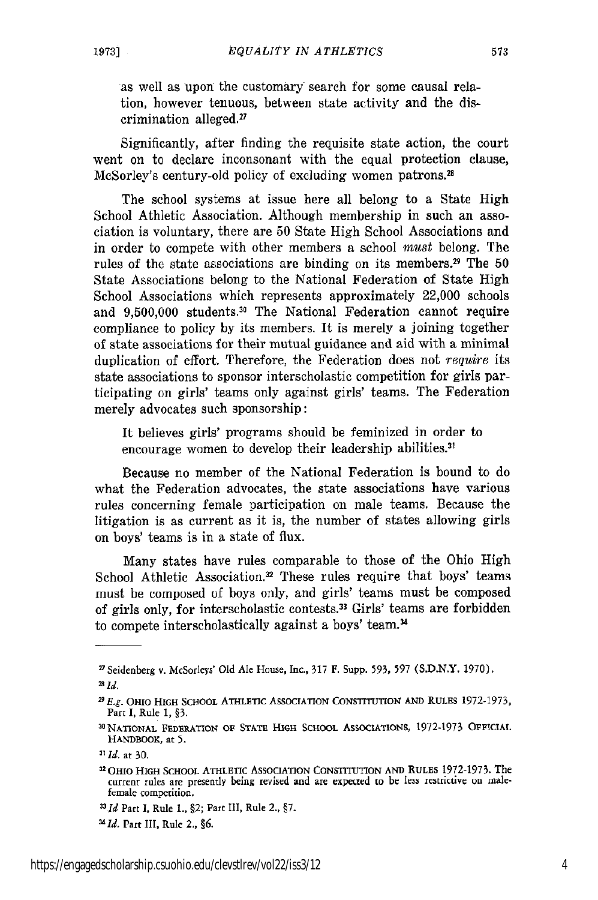as well as upon the customary search for some causal relation, however tenuous, between state activity and the discrimination alleged.[27]

Significantly, after finding the requisite state action, the court went on to declare inconsonant with the equal protection clause, McSorley's century-old policy of excluding women patrons.[28]

The school systems at issue here all belong to a State High School Athletic Association. Although membership in such an association is voluntary, there are 50 State High School Associations and in order to compete with other members a school *must* belong. The rules of the state associations are binding on its members.[29] The 50 State Associations belong to the National Federation of State High School Associations which represents approximately 22,000 schools and 9,500,000 students.[30] The National Federation cannot require compliance to policy by its members. It is merely a joining together of state associations for their mutual guidance and aid with a minimal duplication of effort. Therefore, the Federation does not *require* its state associations to sponsor interscholastic competition for girls participating on girls' teams only against girls' teams. The Federation merely advocates such sponsorship:

> It believes girls' programs should be feminized in order to encourage women to develop their leadership abilities.[31]

Because no member of the National Federation is bound to do what the Federation advocates, the state associations have various rules concerning female participation on male teams. Because the litigation is as current as it is, the number of states allowing girls on boys' teams is in a state of flux.

Many states have rules comparable to those of the Ohio High School Athletic Association.[32] These rules require that boys' teams must be composed of boys only, and girls' teams must be composed of girls only, for interscholastic contests.[33] Girls' teams are forbidden to compete interscholastically against a boys' team.[34]

---

[27] Seidenberg v. McSorleys' Old Ale House, Inc., 317 F. Supp. 593, 597 (S.D.N.Y. 1970).

[28] *Id.*

[29] *E.g.* OHIO HIGH SCHOOL ATHLETIC ASSOCIATION CONSTITUTION AND RULES 1972-1973, Part I, Rule 1, §3.

[30] NATIONAL FEDERATION OF STATE HIGH SCHOOL ASSOCIATIONS, 1972-1973 OFFICIAL HANDBOOK, at 5.

[31] *Id.* at 30.

[32] OHIO HIGH SCHOOL ATHLETIC ASSOCIATION CONSTITUTION AND RULES 1972-1973. The current rules are presently being revised and are expected to be less restrictive on male-female competition.

[33] *Id* Part I, Rule 1., §2; Part III, Rule 2., §7.

[34] *Id.* Part III, Rule 2., §6.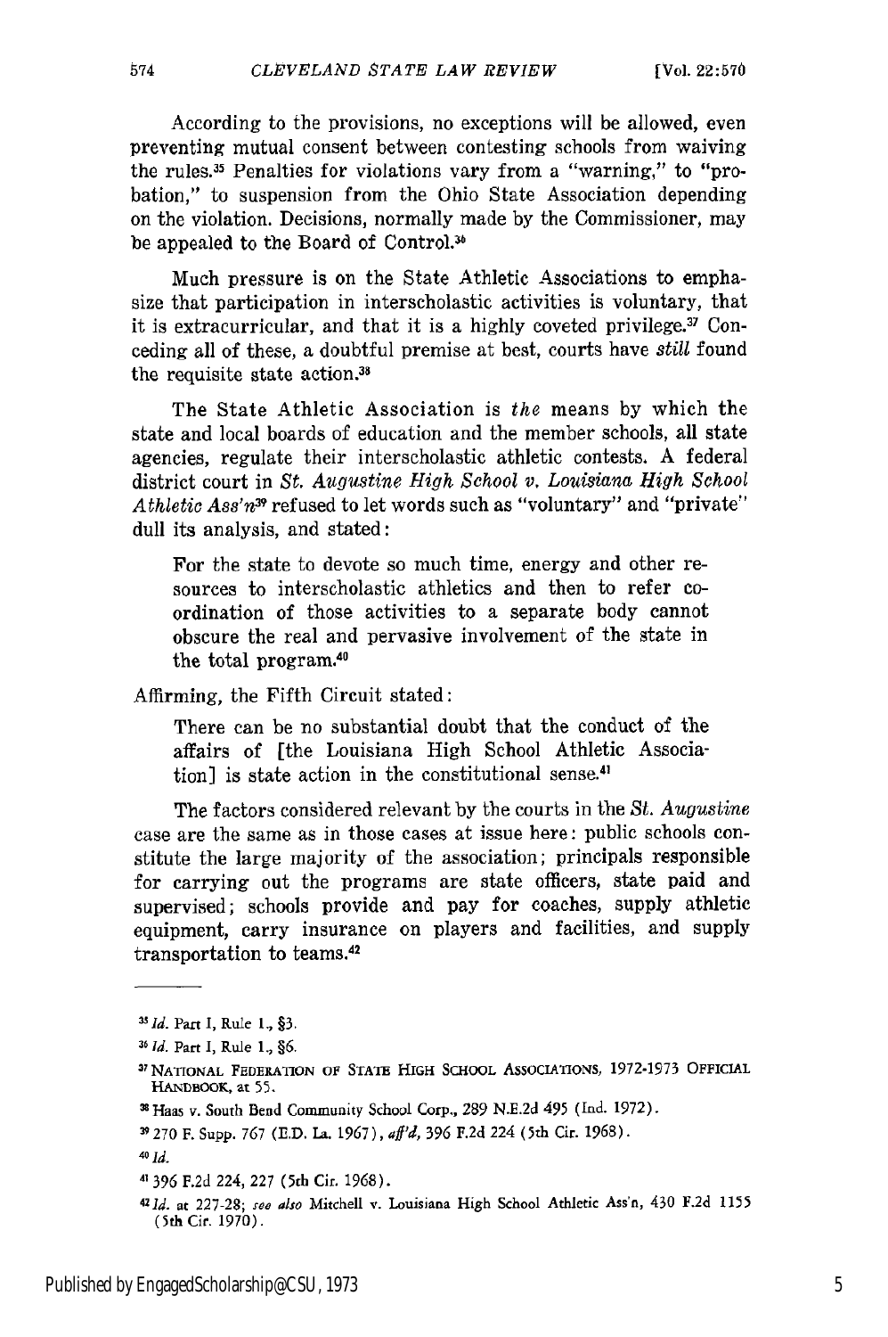According to the provisions, no exceptions will be allowed, even preventing mutual consent between contesting schools from waiving the rules.[35] Penalties for violations vary from a "warning," to "probation," to suspension from the Ohio State Association depending on the violation. Decisions, normally made by the Commissioner, may be appealed to the Board of Control.[36]

Much pressure is on the State Athletic Associations to emphasize that participation in interscholastic activities is voluntary, that it is extracurricular, and that it is a highly coveted privilege.[37] Conceding all of these, a doubtful premise at best, courts have *still* found the requisite state action.[38]

The State Athletic Association is *the* means by which the state and local boards of education and the member schools, all state agencies, regulate their interscholastic athletic contests. A federal district court in *St. Augustine High School v. Louisiana High School Athletic Ass'n*[39] refused to let words such as "voluntary" and "private" dull its analysis, and stated:

> For the state to devote so much time, energy and other resources to interscholastic athletics and then to refer coordination of those activities to a separate body cannot obscure the real and pervasive involvement of the state in the total program.[40]

Affirming, the Fifth Circuit stated:

> There can be no substantial doubt that the conduct of the affairs of [the Louisiana High School Athletic Association] is state action in the constitutional sense.[41]

The factors considered relevant by the courts in the *St. Augustine* case are the same as in those cases at issue here: public schools constitute the large majority of the association; principals responsible for carrying out the programs are state officers, state paid and supervised; schools provide and pay for coaches, supply athletic equipment, carry insurance on players and facilities, and supply transportation to teams.[42]

---

[35] *Id.* Part I, Rule 1., §3.

[36] *Id.* Part I, Rule 1., §6.

[37] NATIONAL FEDERATION OF STATE HIGH SCHOOL ASSOCIATIONS, 1972-1973 OFFICIAL HANDBOOK, at 55.

[38] Haas v. South Bend Community School Corp., 289 N.E.2d 495 (Ind. 1972).

[39] 270 F. Supp. 767 (E.D. La. 1967), *aff'd*, 396 F.2d 224 (5th Cir. 1968).

[40] *Id.*

[41] 396 F.2d 224, 227 (5th Cir. 1968).

[42] *Id.* at 227-28; *see also* Mitchell v. Louisiana High School Athletic Ass'n, 430 F.2d 1155 (5th Cir. 1970).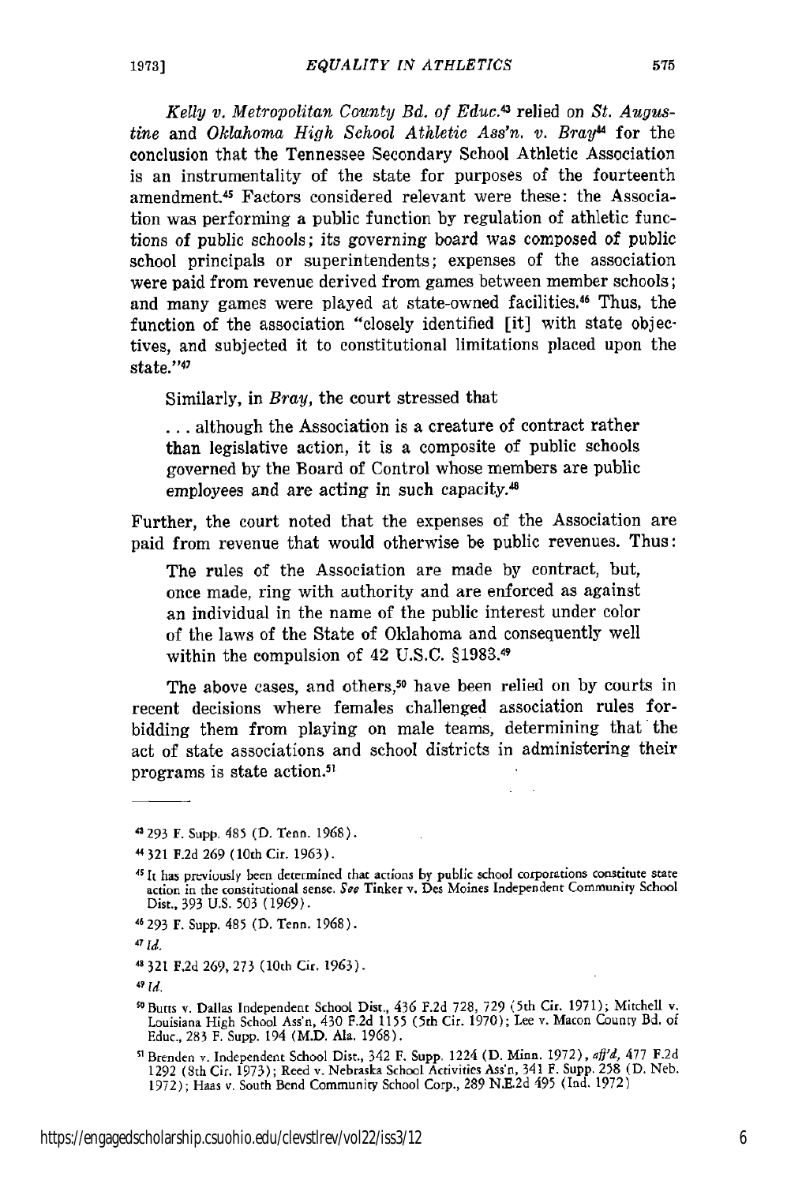*Kelly v. Metropolitan County Bd. of Educ.*[43] relied on *St. Augustine* and *Oklahoma High School Athletic Ass'n. v. Bray*[44] for the conclusion that the Tennessee Secondary School Athletic Association is an instrumentality of the state for purposes of the fourteenth amendment.[45] Factors considered relevant were these: the Association was performing a public function by regulation of athletic functions of public schools; its governing board was composed of public school principals or superintendents; expenses of the association were paid from revenue derived from games between member schools; and many games were played at state-owned facilities.[46] Thus, the function of the association "closely identified [it] with state objectives, and subjected it to constitutional limitations placed upon the state."[47]

Similarly, in *Bray*, the court stressed that

> . . . although the Association is a creature of contract rather than legislative action, it is a composite of public schools governed by the Board of Control whose members are public employees and are acting in such capacity.[48]

Further, the court noted that the expenses of the Association are paid from revenue that would otherwise be public revenues. Thus:

> The rules of the Association are made by contract, but, once made, ring with authority and are enforced as against an individual in the name of the public interest under color of the laws of the State of Oklahoma and consequently well within the compulsion of 42 U.S.C. §1983.[49]

The above cases, and others,[50] have been relied on by courts in recent decisions where females challenged association rules forbidding them from playing on male teams, determining that the act of state associations and school districts in administering their programs is state action.[51]

---

[43] 293 F. Supp. 485 (D. Tenn. 1968).

[44] 321 F.2d 269 (10th Cir. 1963).

[45] It has previously been determined that actions by public school corporations constitute state action in the constitutional sense. *See* Tinker v. Des Moines Independent Community School Dist., 393 U.S. 503 (1969).

[46] 293 F. Supp. 485 (D. Tenn. 1968).

[47] *Id.*

[48] 321 F.2d 269, 273 (10th Cir. 1963).

[49] *Id.*

[50] Butts v. Dallas Independent School Dist., 436 F.2d 728, 729 (5th Cir. 1971); Mitchell v. Louisiana High School Ass'n, 430 F.2d 1155 (5th Cir. 1970); Lee v. Macon County Bd. of Educ., 283 F. Supp. 194 (M.D. Ala. 1968).

[51] Brenden v. Independent School Dist., 342 F. Supp. 1224 (D. Minn. 1972), *aff'd*, 477 F.2d 1292 (8th Cir. 1973); Reed v. Nebraska School Activities Ass'n, 341 F. Supp. 258 (D. Neb. 1972); Haas v. South Bend Community School Corp., 289 N.E.2d 495 (Ind. 1972)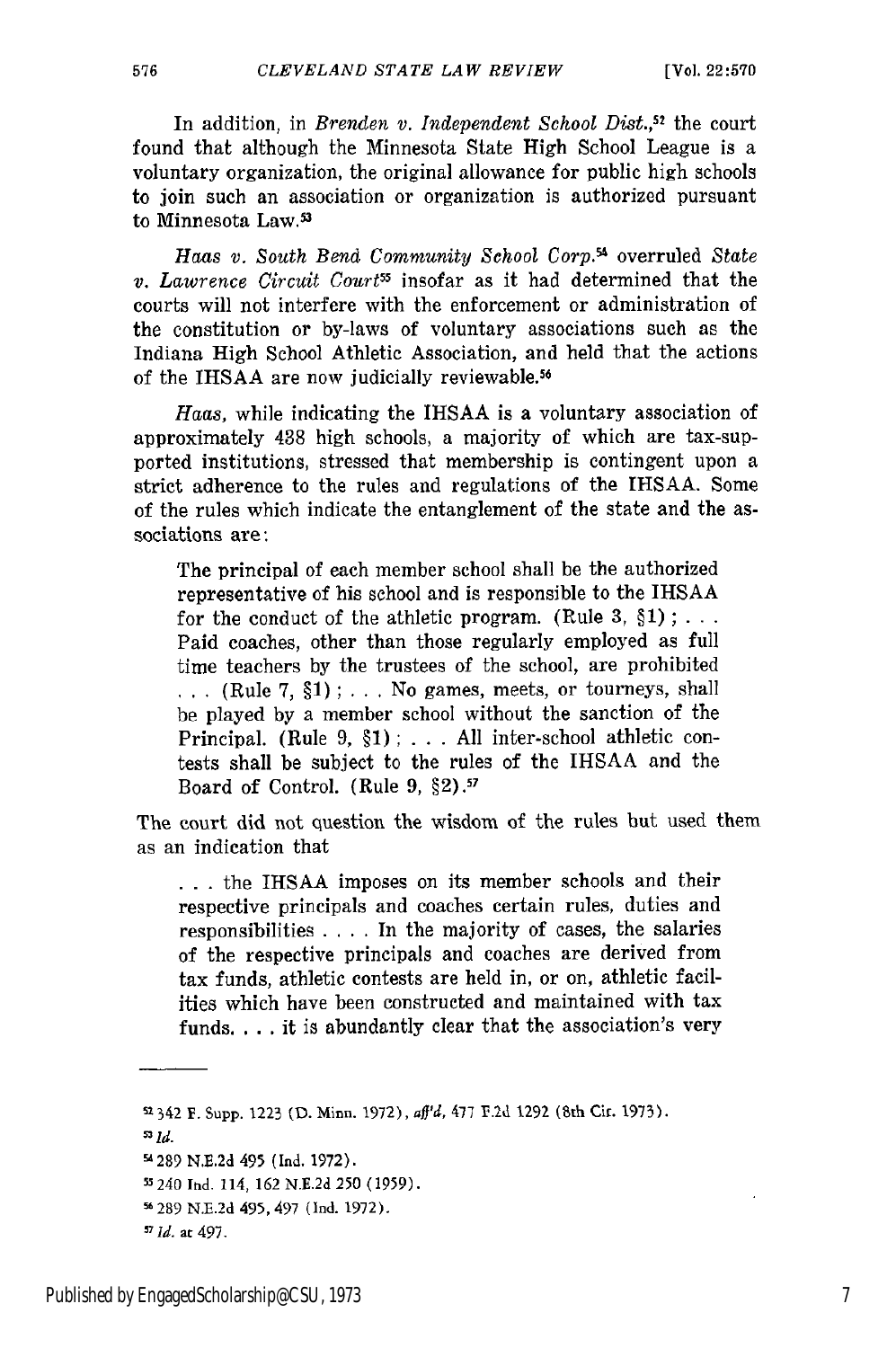In addition, in *Brenden v. Independent School Dist.*,[52] the court found that although the Minnesota State High School League is a voluntary organization, the original allowance for public high schools to join such an association or organization is authorized pursuant to Minnesota Law.[53]

*Haas v. South Bend Community School Corp.*[54] overruled *State v. Lawrence Circuit Court*[55] insofar as it had determined that the courts will not interfere with the enforcement or administration of the constitution or by-laws of voluntary associations such as the Indiana High School Athletic Association, and held that the actions of the IHSAA are now judicially reviewable.[56]

*Haas*, while indicating the IHSAA is a voluntary association of approximately 438 high schools, a majority of which are tax-supported institutions, stressed that membership is contingent upon a strict adherence to the rules and regulations of the IHSAA. Some of the rules which indicate the entanglement of the state and the associations are:

> The principal of each member school shall be the authorized representative of his school and is responsible to the IHSAA for the conduct of the athletic program. (Rule 3, §1) ; . . . Paid coaches, other than those regularly employed as full time teachers by the trustees of the school, are prohibited . . . (Rule 7, §1) ; . . . No games, meets, or tourneys, shall be played by a member school without the sanction of the Principal. (Rule 9, §1) ; . . . All inter-school athletic contests shall be subject to the rules of the IHSAA and the Board of Control. (Rule 9, §2).[57]

The court did not question the wisdom of the rules but used them as an indication that

> . . . the IHSAA imposes on its member schools and their respective principals and coaches certain rules, duties and responsibilities . . . . In the majority of cases, the salaries of the respective principals and coaches are derived from tax funds, athletic contests are held in, or on, athletic facilities which have been constructed and maintained with tax funds. . . . it is abundantly clear that the association's very

---

[52] 342 F. Supp. 1223 (D. Minn. 1972), *aff'd*, 477 F.2d 1292 (8th Cir. 1973).

[53] *Id.*

[54] 289 N.E.2d 495 (Ind. 1972).

[55] 240 Ind. 114, 162 N.E.2d 250 (1959).

[56] 289 N.E.2d 495, 497 (Ind. 1972).

[57] *Id.* at 497.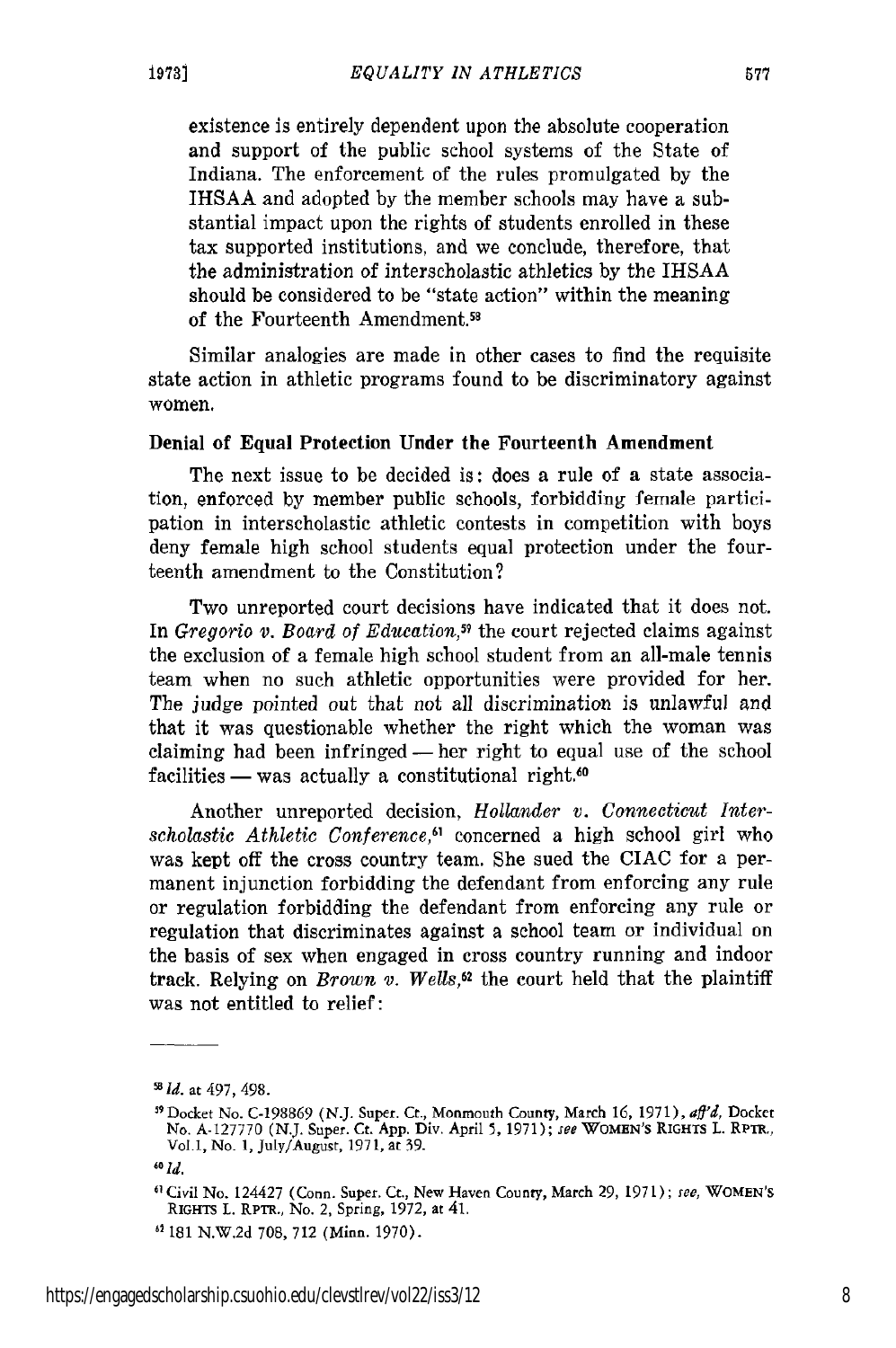existence is entirely dependent upon the absolute cooperation and support of the public school systems of the State of Indiana. The enforcement of the rules promulgated by the IHSAA and adopted by the member schools may have a substantial impact upon the rights of students enrolled in these tax supported institutions, and we conclude, therefore, that the administration of interscholastic athletics by the IHSAA should be considered to be "state action" within the meaning of the Fourteenth Amendment.[58]

Similar analogies are made in other cases to find the requisite state action in athletic programs found to be discriminatory against women.

**Denial of Equal Protection Under the Fourteenth Amendment**

The next issue to be decided is: does a rule of a state association, enforced by member public schools, forbidding female participation in interscholastic athletic contests in competition with boys deny female high school students equal protection under the fourteenth amendment to the Constitution?

Two unreported court decisions have indicated that it does not. In *Gregorio v. Board of Education*,[59] the court rejected claims against the exclusion of a female high school student from an all-male tennis team when no such athletic opportunities were provided for her. The judge pointed out that not all discrimination is unlawful and that it was questionable whether the right which the woman was claiming had been infringed — her right to equal use of the school facilities — was actually a constitutional right.[60]

Another unreported decision, *Hollander v. Connecticut Interscholastic Athletic Conference*,[61] concerned a high school girl who was kept off the cross country team. She sued the CIAC for a permanent injunction forbidding the defendant from enforcing any rule or regulation forbidding the defendant from enforcing any rule or regulation that discriminates against a school team or individual on the basis of sex when engaged in cross country running and indoor track. Relying on *Brown v. Wells*,[62] the court held that the plaintiff was not entitled to relief:

---

[58] *Id.* at 497, 498.

[59] Docket No. C-198869 (N.J. Super. Ct., Monmouth County, March 16, 1971), *aff'd*, Docket No. A-127770 (N.J. Super. Ct. App. Div. April 5, 1971); *see* WOMEN'S RIGHTS L. RPTR., Vol.1, No. 1, July/August, 1971, at 39.

[60] *Id.*

[61] Civil No. 124427 (Conn. Super. Ct., New Haven County, March 29, 1971); *see*, WOMEN'S RIGHTS L. RPTR., No. 2, Spring, 1972, at 41.

[62] 181 N.W.2d 708, 712 (Minn. 1970).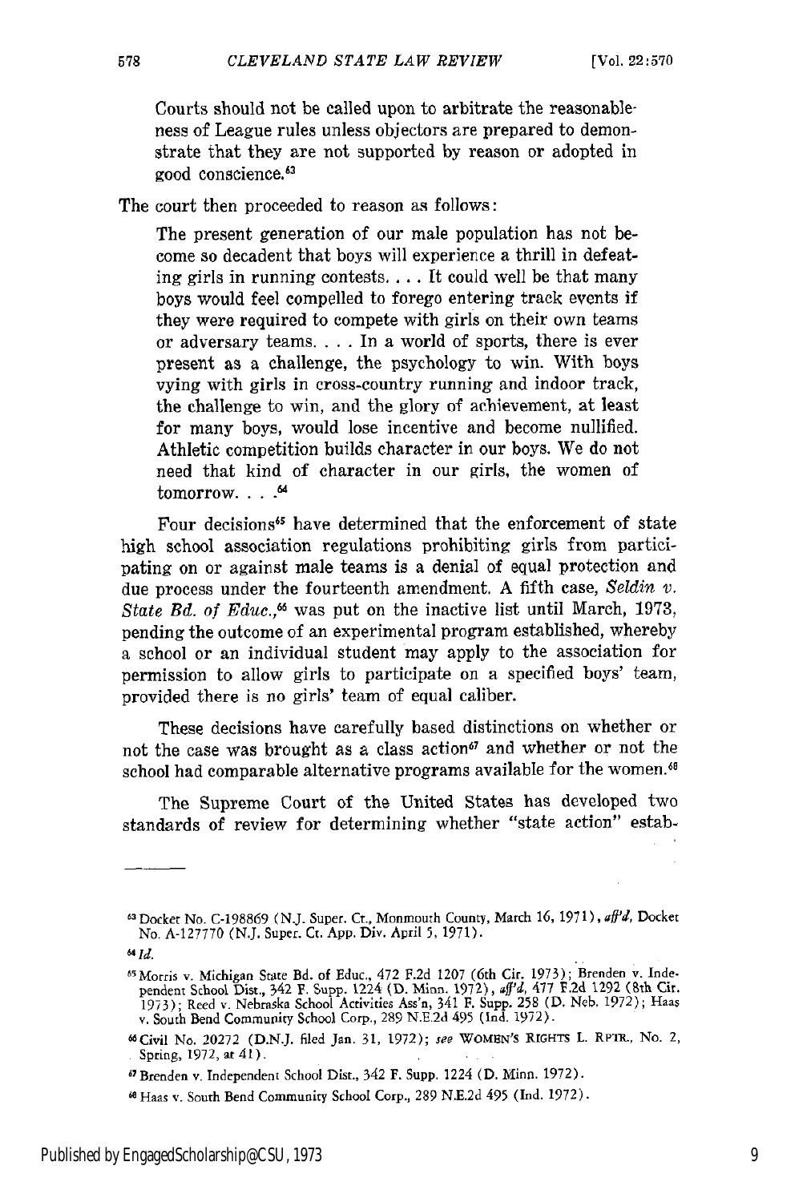> Courts should not be called upon to arbitrate the reasonableness of League rules unless objectors are prepared to demonstrate that they are not supported by reason or adopted in good conscience.[63]

The court then proceeded to reason as follows:

> The present generation of our male population has not become so decadent that boys will experience a thrill in defeating girls in running contests. . . . It could well be that many boys would feel compelled to forego entering track events if they were required to compete with girls on their own teams or adversary teams. . . . In a world of sports, there is ever present as a challenge, the psychology to win. With boys vying with girls in cross-country running and indoor track, the challenge to win, and the glory of achievement, at least for many boys, would lose incentive and become nullified. Athletic competition builds character in our boys. We do not need that kind of character in our girls, the women of tomorrow. . . .[64]

Four decisions[65] have determined that the enforcement of state high school association regulations prohibiting girls from participating on or against male teams is a denial of equal protection and due process under the fourteenth amendment. A fifth case, *Seldin v. State Bd. of Educ.*,[66] was put on the inactive list until March, 1973, pending the outcome of an experimental program established, whereby a school or an individual student may apply to the association for permission to allow girls to participate on a specified boys' team, provided there is no girls' team of equal caliber.

These decisions have carefully based distinctions on whether or not the case was brought as a class action[67] and whether or not the school had comparable alternative programs available for the women.[68]

The Supreme Court of the United States has developed two standards of review for determining whether "state action" estab-

---

[63] Docket No. C-198869 (N.J. Super. Ct., Monmouth County, March 16, 1971), *aff'd*, Docket No. A-127770 (N.J. Super. Ct. App. Div. April 5, 1971).

[64] *Id.*

[65] Morris v. Michigan State Bd. of Educ., 472 F.2d 1207 (6th Cir. 1973); Brenden v. Independent School Dist., 342 F. Supp. 1224 (D. Minn. 1972), *aff'd*, 477 F.2d 1292 (8th Cir. 1973); Reed v. Nebraska School Activities Ass'n, 341 F. Supp. 258 (D. Neb. 1972); Haas v. South Bend Community School Corp., 289 N.E.2d 495 (Ind. 1972).

[66] Civil No. 20272 (D.N.J. filed Jan. 31, 1972); *see* WOMEN'S RIGHTS L. RPTR., No. 2, Spring, 1972, at 41).

[67] Brenden v. Independent School Dist., 342 F. Supp. 1224 (D. Minn. 1972).

[68] Haas v. South Bend Community School Corp., 289 N.E.2d 495 (Ind. 1972).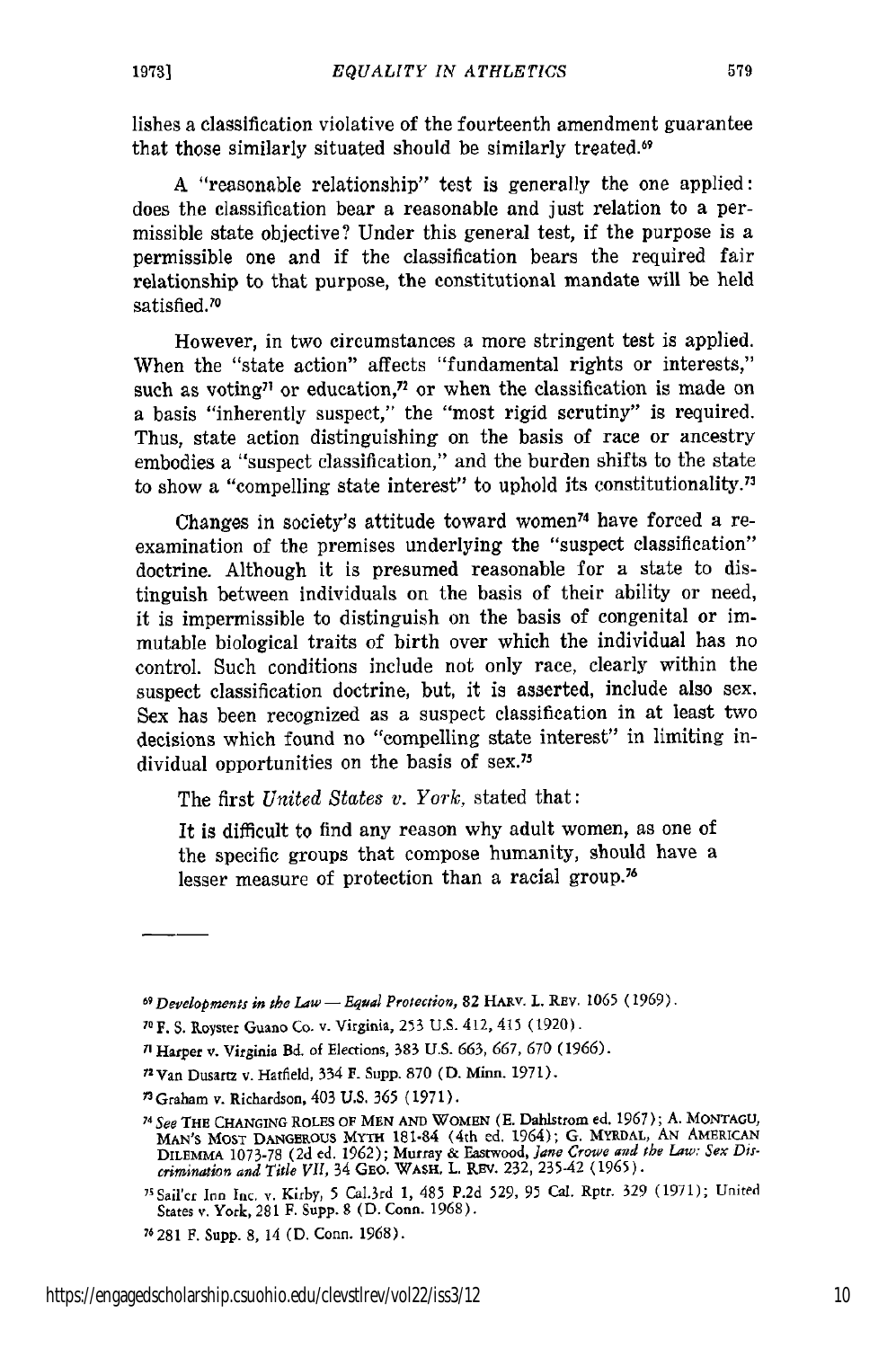lishes a classification violative of the fourteenth amendment guarantee that those similarly situated should be similarly treated.[69]

A "reasonable relationship" test is generally the one applied: does the classification bear a reasonable and just relation to a permissible state objective? Under this general test, if the purpose is a permissible one and if the classification bears the required fair relationship to that purpose, the constitutional mandate will be held satisfied.[70]

However, in two circumstances a more stringent test is applied. When the "state action" affects "fundamental rights or interests," such as voting[71] or education,[72] or when the classification is made on a basis "inherently suspect," the "most rigid scrutiny" is required. Thus, state action distinguishing on the basis of race or ancestry embodies a "suspect classification," and the burden shifts to the state to show a "compelling state interest" to uphold its constitutionality.[73]

Changes in society's attitude toward women[74] have forced a reexamination of the premises underlying the "suspect classification" doctrine. Although it is presumed reasonable for a state to distinguish between individuals on the basis of their ability or need, it is impermissible to distinguish on the basis of congenital or immutable biological traits of birth over which the individual has no control. Such conditions include not only race, clearly within the suspect classification doctrine, but, it is asserted, include also sex. Sex has been recognized as a suspect classification in at least two decisions which found no "compelling state interest" in limiting individual opportunities on the basis of sex.[75]

The first *United States v. York,* stated that:

> It is difficult to find any reason why adult women, as one of the specific groups that compose humanity, should have a lesser measure of protection than a racial group.[76]

---

[69] *Developments in the Law — Equal Protection,* 82 HARV. L. REV. 1065 (1969).

[70] F. S. Royster Guano Co. v. Virginia, 253 U.S. 412, 415 (1920).

[71] Harper v. Virginia Bd. of Elections, 383 U.S. 663, 667, 670 (1966).

[72] Van Dusartz v. Hatfield, 334 F. Supp. 870 (D. Minn. 1971).

[73] Graham v. Richardson, 403 U.S. 365 (1971).

[74] *See* THE CHANGING ROLES OF MEN AND WOMEN (E. Dahlstrom ed. 1967); A. MONTAGU, MAN'S MOST DANGEROUS MYTH 181-84 (4th ed. 1964); G. MYRDAL, AN AMERICAN DILEMMA 1073-78 (2d ed. 1962); Murray & Eastwood, *Jane Crowe and the Law: Sex Discrimination and Title VII,* 34 GEO. WASH. L. REV. 232, 235-42 (1965).

[75] Sail'er Inn Inc. v. Kirby, 5 Cal.3rd 1, 485 P.2d 529, 95 Cal. Rptr. 329 (1971); United States v. York, 281 F. Supp. 8 (D. Conn. 1968).

[76] 281 F. Supp. 8, 14 (D. Conn. 1968).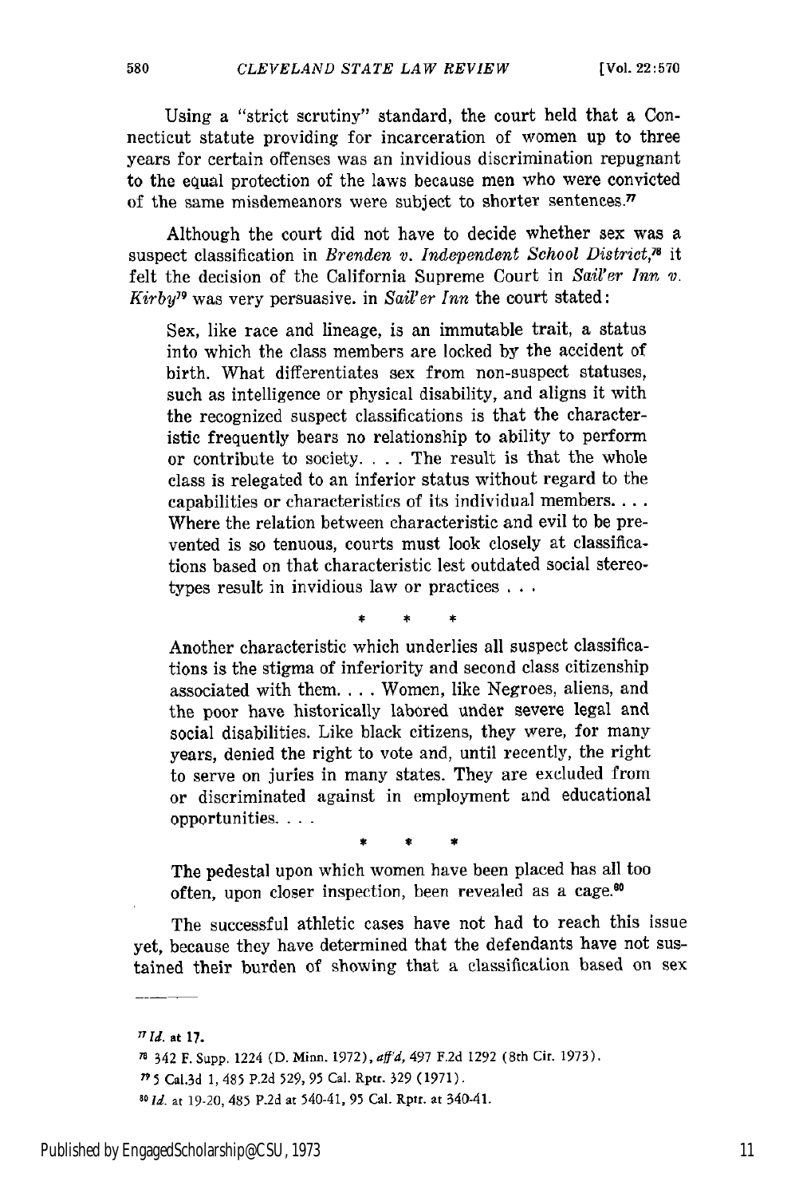Using a "strict scrutiny" standard, the court held that a Connecticut statute providing for incarceration of women up to three years for certain offenses was an invidious discrimination repugnant to the equal protection of the laws because men who were convicted of the same misdemeanors were subject to shorter sentences.[77]

Although the court did not have to decide whether sex was a suspect classification in *Brenden v. Independent School District*,[78] it felt the decision of the California Supreme Court in *Sail'er Inn v. Kirby*[79] was very persuasive. in *Sail'er Inn* the court stated:

> Sex, like race and lineage, is an immutable trait, a status into which the class members are locked by the accident of birth. What differentiates sex from non-suspect statuses, such as intelligence or physical disability, and aligns it with the recognized suspect classifications is that the characteristic frequently bears no relationship to ability to perform or contribute to society. . . . The result is that the whole class is relegated to an inferior status without regard to the capabilities or characteristics of its individual members. . . . Where the relation between characteristic and evil to be prevented is so tenuous, courts must look closely at classifications based on that characteristic lest outdated social stereotypes result in invidious law or practices . . .
>
> \* \* \*
>
> Another characteristic which underlies all suspect classifications is the stigma of inferiority and second class citizenship associated with them. . . . Women, like Negroes, aliens, and the poor have historically labored under severe legal and social disabilities. Like black citizens, they were, for many years, denied the right to vote and, until recently, the right to serve on juries in many states. They are excluded from or discriminated against in employment and educational opportunities. . . .
>
> \* \* \*
>
> The pedestal upon which women have been placed has all too often, upon closer inspection, been revealed as a cage.[80]

The successful athletic cases have not had to reach this issue yet, because they have determined that the defendants have not sustained their burden of showing that a classification based on sex

---

[77] *Id.* at 17.

[78] 342 F. Supp. 1224 (D. Minn. 1972), *aff'd*, 497 F.2d 1292 (8th Cir. 1973).

[79] 5 Cal.3d 1, 485 P.2d 529, 95 Cal. Rptr. 329 (1971).

[80] *Id.* at 19-20, 485 P.2d at 540-41, 95 Cal. Rptr. at 340-41.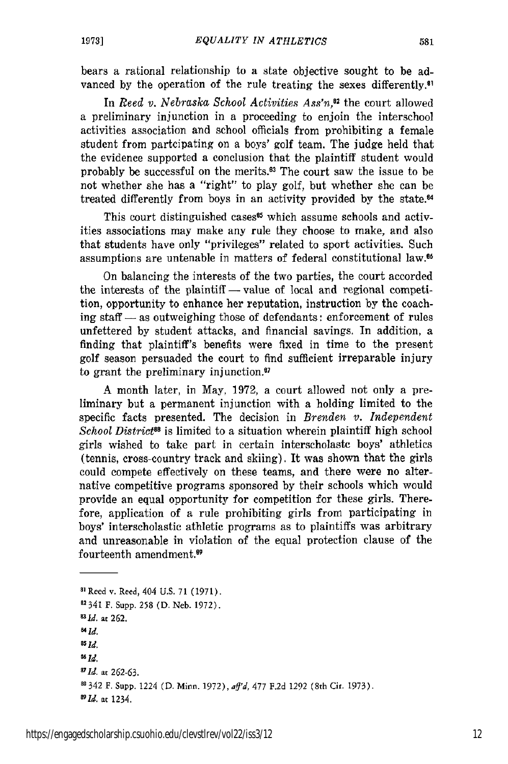bears a rational relationship to a state objective sought to be advanced by the operation of the rule treating the sexes differently.[81]

In *Reed v. Nebraska School Activities Ass'n*,[82] the court allowed a preliminary injunction in a proceeding to enjoin the interschool activities association and school officials from prohibiting a female student from partcipating on a boys' golf team. The judge held that the evidence supported a conclusion that the plaintiff student would probably be successful on the merits.[83] The court saw the issue to be not whether she has a "right" to play golf, but whether she can be treated differently from boys in an activity provided by the state.[84]

This court distinguished cases[85] which assume schools and activities associations may make any rule they choose to make, and also that students have only "privileges" related to sport activities. Such assumptions are untenable in matters of federal constitutional law.[86]

On balancing the interests of the two parties, the court accorded the interests of the plaintiff — value of local and regional competition, opportunity to enhance her reputation, instruction by the coaching staff — as outweighing those of defendants: enforcement of rules unfettered by student attacks, and financial savings. In addition, a finding that plaintiff's benefits were fixed in time to the present golf season persuaded the court to find sufficient irreparable injury to grant the preliminary injunction.[87]

A month later, in May, 1972, a court allowed not only a preliminary but a permanent injunction with a holding limited to the specific facts presented. The decision in *Brenden v. Independent School District*[88] is limited to a situation wherein plaintiff high school girls wished to take part in certain interscholastc boys' athletics (tennis, cross-country track and skiing). It was shown that the girls could compete effectively on these teams, and there were no alternative competitive programs sponsored by their schools which would provide an equal opportunity for competition for these girls. Therefore, application of a rule prohibiting girls from participating in boys' interscholastic athletic programs as to plaintiffs was arbitrary and unreasonable in violation of the equal protection clause of the fourteenth amendment.[89]

---

[81] Reed v. Reed, 404 U.S. 71 (1971).

[82] 341 F. Supp. 258 (D. Neb. 1972).

[83] *Id.* at 262.

[84] *Id.*

[85] *Id.*

[86] *Id.*

[87] *Id.* at 262-63.

[88] 342 F. Supp. 1224 (D. Minn. 1972), *aff'd,* 477 F.2d 1292 (8th Cir. 1973).

[89] *Id.* at 1234.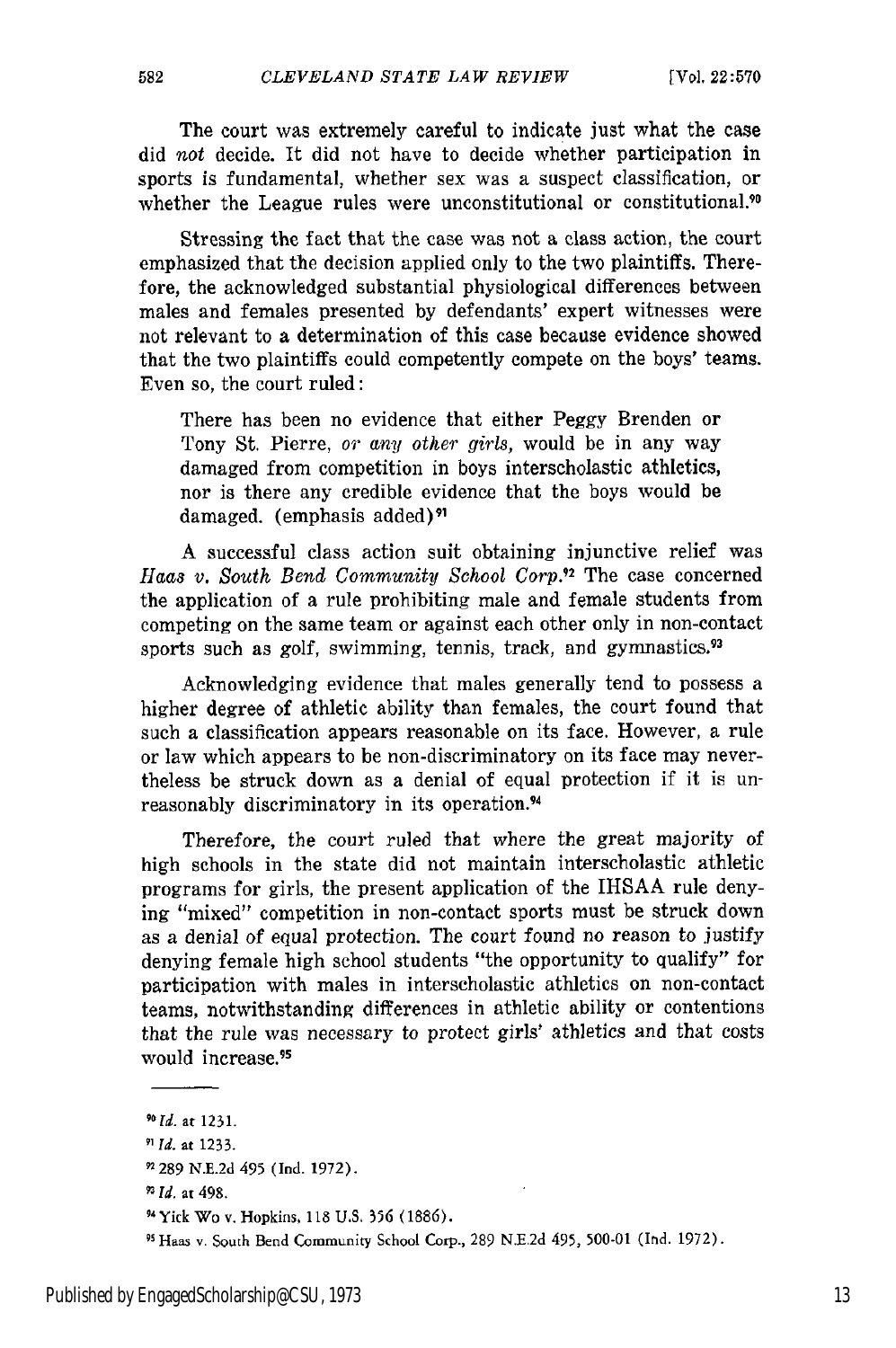The court was extremely careful to indicate just what the case did *not* decide. It did not have to decide whether participation in sports is fundamental, whether sex was a suspect classification, or whether the League rules were unconstitutional or constitutional.[90]

Stressing the fact that the case was not a class action, the court emphasized that the decision applied only to the two plaintiffs. Therefore, the acknowledged substantial physiological differences between males and females presented by defendants' expert witnesses were not relevant to a determination of this case because evidence showed that the two plaintiffs could competently compete on the boys' teams. Even so, the court ruled:

> There has been no evidence that either Peggy Brenden or Tony St. Pierre, *or any other girls*, would be in any way damaged from competition in boys interscholastic athletics, nor is there any credible evidence that the boys would be damaged. (emphasis added)[91]

A successful class action suit obtaining injunctive relief was *Haas v. South Bend Community School Corp.*[92] The case concerned the application of a rule prohibiting male and female students from competing on the same team or against each other only in non-contact sports such as golf, swimming, tennis, track, and gymnastics.[93]

Acknowledging evidence that males generally tend to possess a higher degree of athletic ability than females, the court found that such a classification appears reasonable on its face. However, a rule or law which appears to be non-discriminatory on its face may nevertheless be struck down as a denial of equal protection if it is unreasonably discriminatory in its operation.[94]

Therefore, the court ruled that where the great majority of high schools in the state did not maintain interscholastic athletic programs for girls, the present application of the IHSAA rule denying "mixed" competition in non-contact sports must be struck down as a denial of equal protection. The court found no reason to justify denying female high school students "the opportunity to qualify" for participation with males in interscholastic athletics on non-contact teams, notwithstanding differences in athletic ability or contentions that the rule was necessary to protect girls' athletics and that costs would increase.[95]

---

[90] *Id.* at 1231.

[91] *Id.* at 1233.

[92] 289 N.E.2d 495 (Ind. 1972).

[93] *Id.* at 498.

[94] Yick Wo v. Hopkins, 118 U.S. 356 (1886).

[95] Haas v. South Bend Community School Corp., 289 N.E.2d 495, 500-01 (Ind. 1972).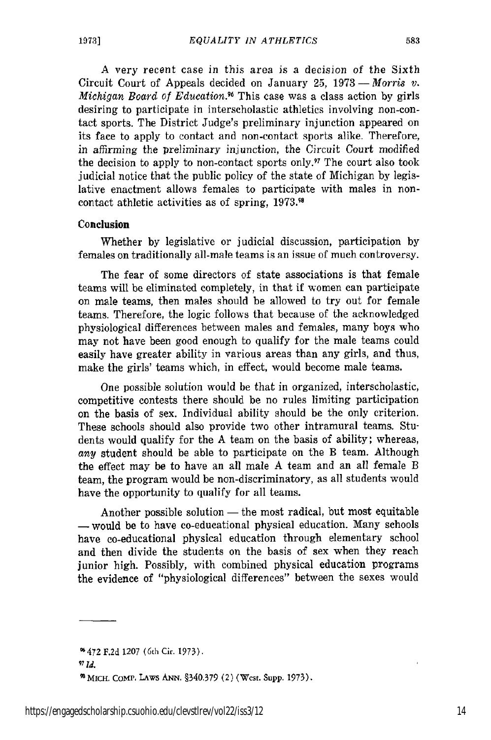A very recent case in this area is a decision of the Sixth Circuit Court of Appeals decided on January 25, 1973 — *Morris v. Michigan Board of Education*.[96] This case was a class action by girls desiring to participate in interscholastic athletics involving non-contact sports. The District Judge's preliminary injunction appeared on its face to apply to contact and non-contact sports alike. Therefore, in affirming the preliminary injunction, the Circuit Court modified the decision to apply to non-contact sports only.[97] The court also took judicial notice that the public policy of the state of Michigan by legislative enactment allows females to participate with males in non-contact athletic activities as of spring, 1973.[98]

## Conclusion

Whether by legislative or judicial discussion, participation by females on traditionally all-male teams is an issue of much controversy.

The fear of some directors of state associations is that female teams will be eliminated completely, in that if women can participate on male teams, then males should be allowed to try out for female teams. Therefore, the logic follows that because of the acknowledged physiological differences between males and females, many boys who may not have been good enough to qualify for the male teams could easily have greater ability in various areas than any girls, and thus, make the girls' teams which, in effect, would become male teams.

One possible solution would be that in organized, interscholastic, competitive contests there should be no rules limiting participation on the basis of sex. Individual ability should be the only criterion. These schools should also provide two other intramural teams. Students would qualify for the A team on the basis of ability; whereas, *any* student should be able to participate on the B team. Although the effect may be to have an all male A team and an all female B team, the program would be non-discriminatory, as all students would have the opportunity to qualify for all teams.

Another possible solution — the most radical, but most equitable — would be to have co-educational physical education. Many schools have co-educational physical education through elementary school and then divide the students on the basis of sex when they reach junior high. Possibly, with combined physical education programs the evidence of "physiological differences" between the sexes would

---

[96] 472 F.2d 1207 (6th Cir. 1973).

[97] *Id.*

[98] MICH. COMP. LAWS ANN. §340.379 (2) (West. Supp. 1973).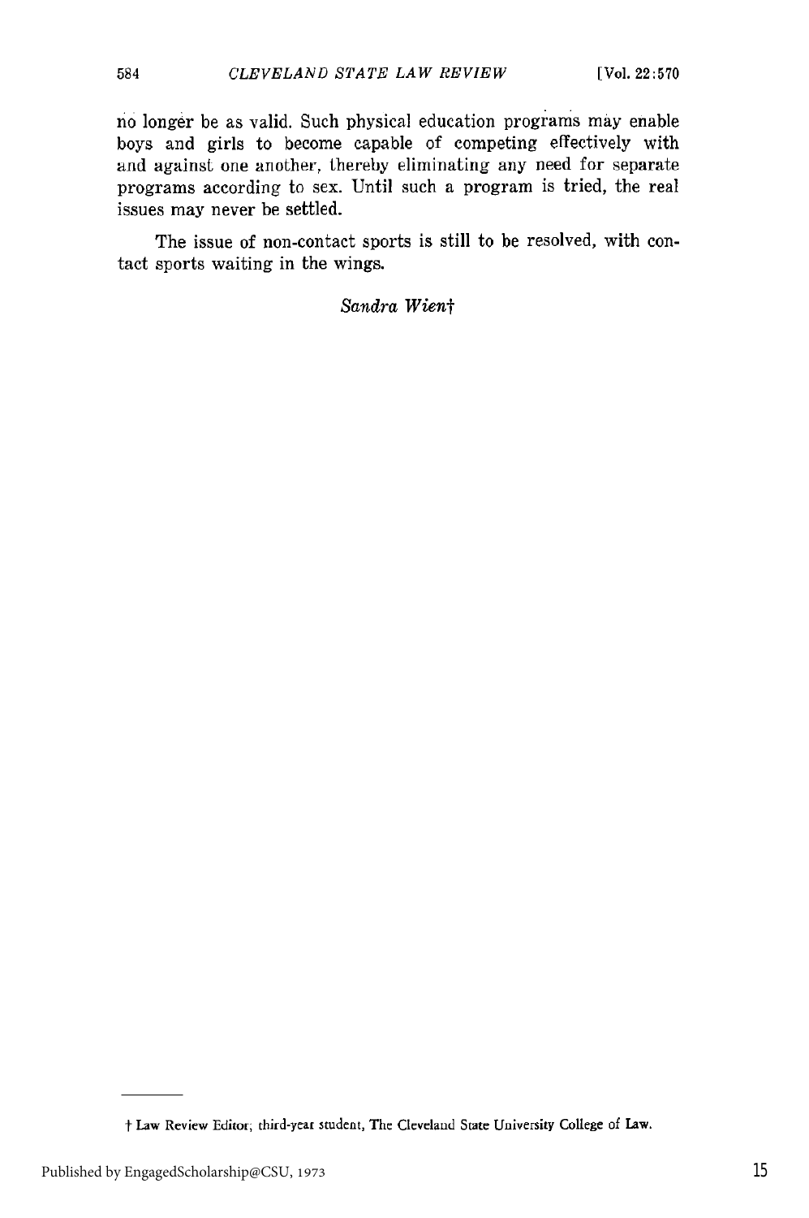no longer be as valid. Such physical education programs may enable boys and girls to become capable of competing effectively with and against one another, thereby eliminating any need for separate programs according to sex. Until such a program is tried, the real issues may never be settled.

The issue of non-contact sports is still to be resolved, with contact sports waiting in the wings.

*Sandra Wien*†

---

† Law Review Editor; third-year student, The Cleveland State University College of Law.